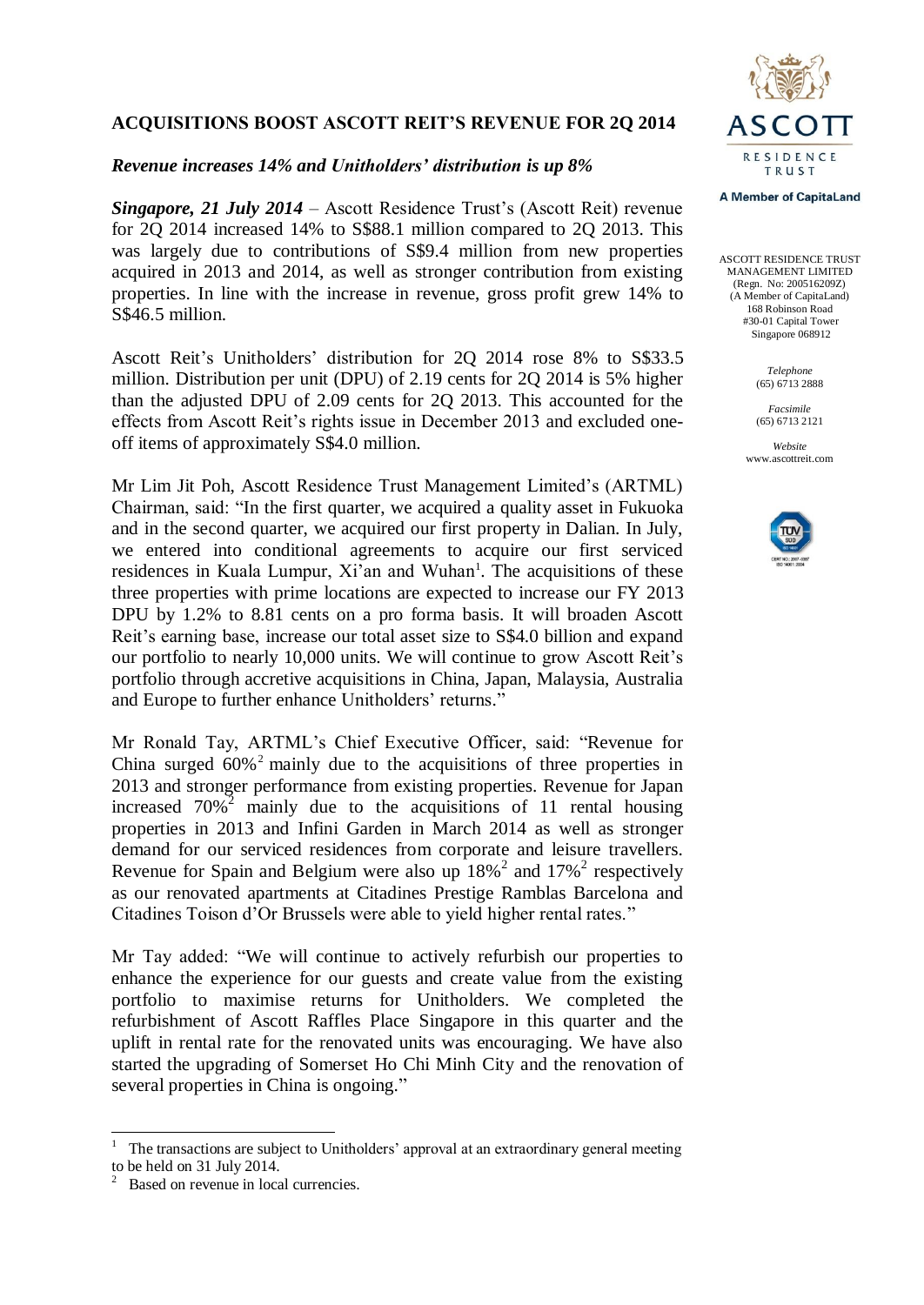# ACQUISITIONS BOOST ASCOTT REIT'S REVENUE FOR 2Q 2014

***Revenue increases 14% and Unitholders' distribution is up 8%***

ASCOTT RESIDENCE TRUST MANAGEMENT LIMITED
(Regn. No: 200516209Z)
(A Member of CapitaLand)
168 Robinson Road
#30-01 Capital Tower
Singapore 068912

*Telephone*
(65) 6713 2888

*Facsimile*
(65) 6713 2121

*Website*
www.ascottreit.com

***Singapore, 21 July 2014*** – Ascott Residence Trust's (Ascott Reit) revenue for 2Q 2014 increased 14% to S$88.1 million compared to 2Q 2013. This was largely due to contributions of S$9.4 million from new properties acquired in 2013 and 2014, as well as stronger contribution from existing properties. In line with the increase in revenue, gross profit grew 14% to S$46.5 million.

Ascott Reit's Unitholders' distribution for 2Q 2014 rose 8% to S$33.5 million. Distribution per unit (DPU) of 2.19 cents for 2Q 2014 is 5% higher than the adjusted DPU of 2.09 cents for 2Q 2013. This accounted for the effects from Ascott Reit's rights issue in December 2013 and excluded one-off items of approximately S$4.0 million.

Mr Lim Jit Poh, Ascott Residence Trust Management Limited's (ARTML) Chairman, said: "In the first quarter, we acquired a quality asset in Fukuoka and in the second quarter, we acquired our first property in Dalian. In July, we entered into conditional agreements to acquire our first serviced residences in Kuala Lumpur, Xi'an and Wuhan[1]. The acquisitions of these three properties with prime locations are expected to increase our FY 2013 DPU by 1.2% to 8.81 cents on a pro forma basis. It will broaden Ascott Reit's earning base, increase our total asset size to S$4.0 billion and expand our portfolio to nearly 10,000 units. We will continue to grow Ascott Reit's portfolio through accretive acquisitions in China, Japan, Malaysia, Australia and Europe to further enhance Unitholders' returns."

Mr Ronald Tay, ARTML's Chief Executive Officer, said: "Revenue for China surged 60%[2] mainly due to the acquisitions of three properties in 2013 and stronger performance from existing properties. Revenue for Japan increased 70%[2] mainly due to the acquisitions of 11 rental housing properties in 2013 and Infini Garden in March 2014 as well as stronger demand for our serviced residences from corporate and leisure travellers. Revenue for Spain and Belgium were also up 18%[2] and 17%[2] respectively as our renovated apartments at Citadines Prestige Ramblas Barcelona and Citadines Toison d'Or Brussels were able to yield higher rental rates."

Mr Tay added: "We will continue to actively refurbish our properties to enhance the experience for our guests and create value from the existing portfolio to maximise returns for Unitholders. We completed the refurbishment of Ascott Raffles Place Singapore in this quarter and the uplift in rental rate for the renovated units was encouraging. We have also started the upgrading of Somerset Ho Chi Minh City and the renovation of several properties in China is ongoing."

---

[1] The transactions are subject to Unitholders' approval at an extraordinary general meeting to be held on 31 July 2014.

[2] Based on revenue in local currencies.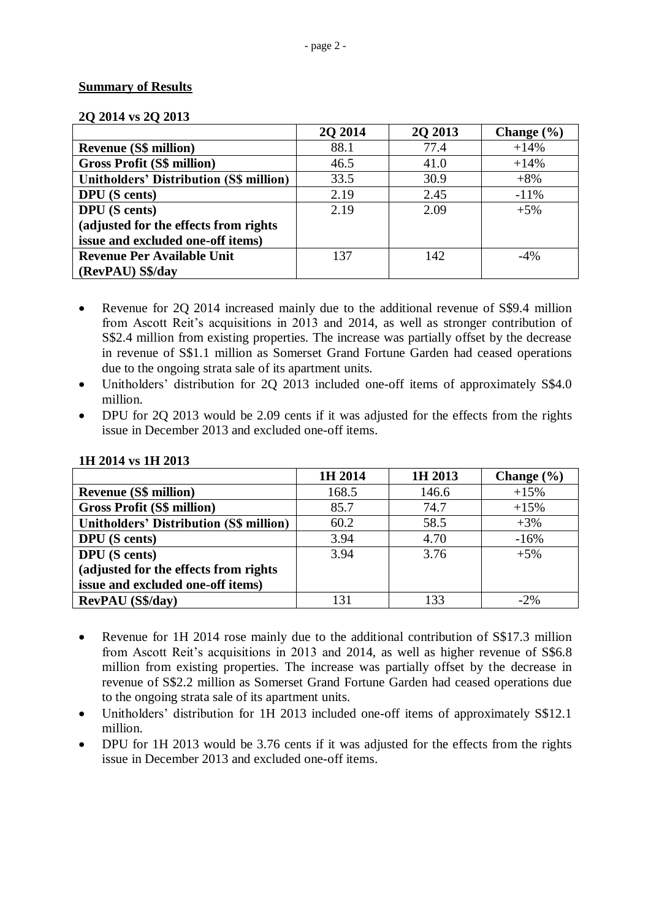## Summary of Results

**2Q 2014 vs 2Q 2013**

| | 2Q 2014 | 2Q 2013 | Change (%) |
|---|---|---|---|
| **Revenue (S$ million)** | 88.1 | 77.4 | +14% |
| **Gross Profit (S$ million)** | 46.5 | 41.0 | +14% |
| **Unitholders' Distribution (S$ million)** | 33.5 | 30.9 | +8% |
| **DPU (S cents)** | 2.19 | 2.45 | -11% |
| **DPU (S cents) (adjusted for the effects from rights issue and excluded one-off items)** | 2.19 | 2.09 | +5% |
| **Revenue Per Available Unit (RevPAU) S$/day** | 137 | 142 | -4% |

- Revenue for 2Q 2014 increased mainly due to the additional revenue of S$9.4 million from Ascott Reit's acquisitions in 2013 and 2014, as well as stronger contribution of S$2.4 million from existing properties. The increase was partially offset by the decrease in revenue of S$1.1 million as Somerset Grand Fortune Garden had ceased operations due to the ongoing strata sale of its apartment units.
- Unitholders' distribution for 2Q 2013 included one-off items of approximately S$4.0 million.
- DPU for 2Q 2013 would be 2.09 cents if it was adjusted for the effects from the rights issue in December 2013 and excluded one-off items.

**1H 2014 vs 1H 2013**

| | 1H 2014 | 1H 2013 | Change (%) |
|---|---|---|---|
| **Revenue (S$ million)** | 168.5 | 146.6 | +15% |
| **Gross Profit (S$ million)** | 85.7 | 74.7 | +15% |
| **Unitholders' Distribution (S$ million)** | 60.2 | 58.5 | +3% |
| **DPU (S cents)** | 3.94 | 4.70 | -16% |
| **DPU (S cents) (adjusted for the effects from rights issue and excluded one-off items)** | 3.94 | 3.76 | +5% |
| **RevPAU (S$/day)** | 131 | 133 | -2% |

- Revenue for 1H 2014 rose mainly due to the additional contribution of S$17.3 million from Ascott Reit's acquisitions in 2013 and 2014, as well as higher revenue of S$6.8 million from existing properties. The increase was partially offset by the decrease in revenue of S$2.2 million as Somerset Grand Fortune Garden had ceased operations due to the ongoing strata sale of its apartment units.
- Unitholders' distribution for 1H 2013 included one-off items of approximately S$12.1 million.
- DPU for 1H 2013 would be 3.76 cents if it was adjusted for the effects from the rights issue in December 2013 and excluded one-off items.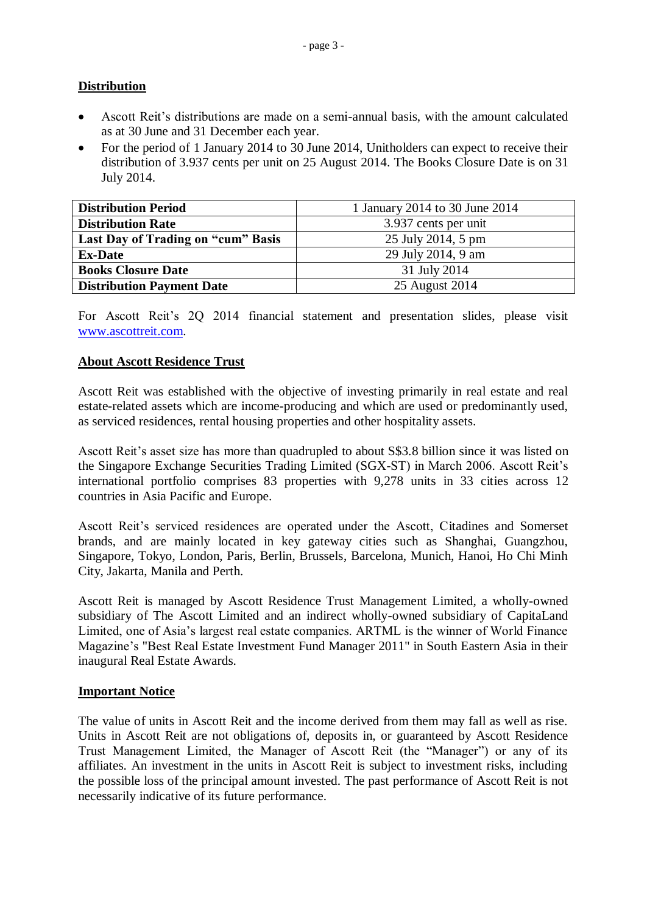## Distribution

- Ascott Reit's distributions are made on a semi-annual basis, with the amount calculated as at 30 June and 31 December each year.
- For the period of 1 January 2014 to 30 June 2014, Unitholders can expect to receive their distribution of 3.937 cents per unit on 25 August 2014. The Books Closure Date is on 31 July 2014.

| | |
|---|---|
| **Distribution Period** | 1 January 2014 to 30 June 2014 |
| **Distribution Rate** | 3.937 cents per unit |
| **Last Day of Trading on "cum" Basis** | 25 July 2014, 5 pm |
| **Ex-Date** | 29 July 2014, 9 am |
| **Books Closure Date** | 31 July 2014 |
| **Distribution Payment Date** | 25 August 2014 |

For Ascott Reit's 2Q 2014 financial statement and presentation slides, please visit www.ascottreit.com.

## About Ascott Residence Trust

Ascott Reit was established with the objective of investing primarily in real estate and real estate-related assets which are income-producing and which are used or predominantly used, as serviced residences, rental housing properties and other hospitality assets.

Ascott Reit's asset size has more than quadrupled to about S$3.8 billion since it was listed on the Singapore Exchange Securities Trading Limited (SGX-ST) in March 2006. Ascott Reit's international portfolio comprises 83 properties with 9,278 units in 33 cities across 12 countries in Asia Pacific and Europe.

Ascott Reit's serviced residences are operated under the Ascott, Citadines and Somerset brands, and are mainly located in key gateway cities such as Shanghai, Guangzhou, Singapore, Tokyo, London, Paris, Berlin, Brussels, Barcelona, Munich, Hanoi, Ho Chi Minh City, Jakarta, Manila and Perth.

Ascott Reit is managed by Ascott Residence Trust Management Limited, a wholly-owned subsidiary of The Ascott Limited and an indirect wholly-owned subsidiary of CapitaLand Limited, one of Asia's largest real estate companies. ARTML is the winner of World Finance Magazine's "Best Real Estate Investment Fund Manager 2011" in South Eastern Asia in their inaugural Real Estate Awards.

## Important Notice

The value of units in Ascott Reit and the income derived from them may fall as well as rise. Units in Ascott Reit are not obligations of, deposits in, or guaranteed by Ascott Residence Trust Management Limited, the Manager of Ascott Reit (the "Manager") or any of its affiliates. An investment in the units in Ascott Reit is subject to investment risks, including the possible loss of the principal amount invested. The past performance of Ascott Reit is not necessarily indicative of its future performance.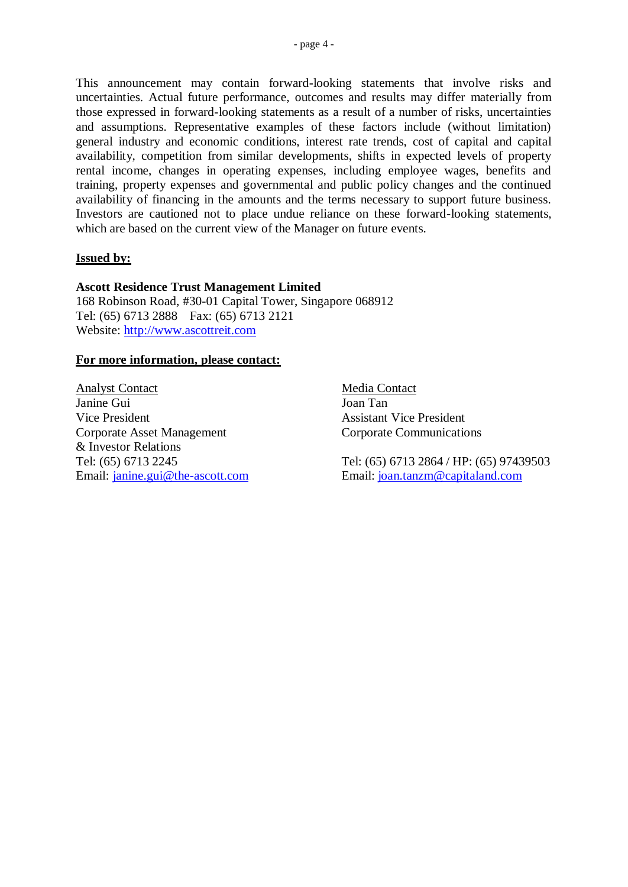This announcement may contain forward-looking statements that involve risks and uncertainties. Actual future performance, outcomes and results may differ materially from those expressed in forward-looking statements as a result of a number of risks, uncertainties and assumptions. Representative examples of these factors include (without limitation) general industry and economic conditions, interest rate trends, cost of capital and capital availability, competition from similar developments, shifts in expected levels of property rental income, changes in operating expenses, including employee wages, benefits and training, property expenses and governmental and public policy changes and the continued availability of financing in the amounts and the terms necessary to support future business. Investors are cautioned not to place undue reliance on these forward-looking statements, which are based on the current view of the Manager on future events.

**Issued by:**

**Ascott Residence Trust Management Limited**
168 Robinson Road, #30-01 Capital Tower, Singapore 068912
Tel: (65) 6713 2888   Fax: (65) 6713 2121
Website: http://www.ascottreit.com

**For more information, please contact:**

Analyst Contact
Janine Gui
Vice President
Corporate Asset Management
& Investor Relations
Tel: (65) 6713 2245
Email: janine.gui@the-ascott.com

Media Contact
Joan Tan
Assistant Vice President
Corporate Communications

Tel: (65) 6713 2864 / HP: (65) 97439503
Email: joan.tanzm@capitaland.com